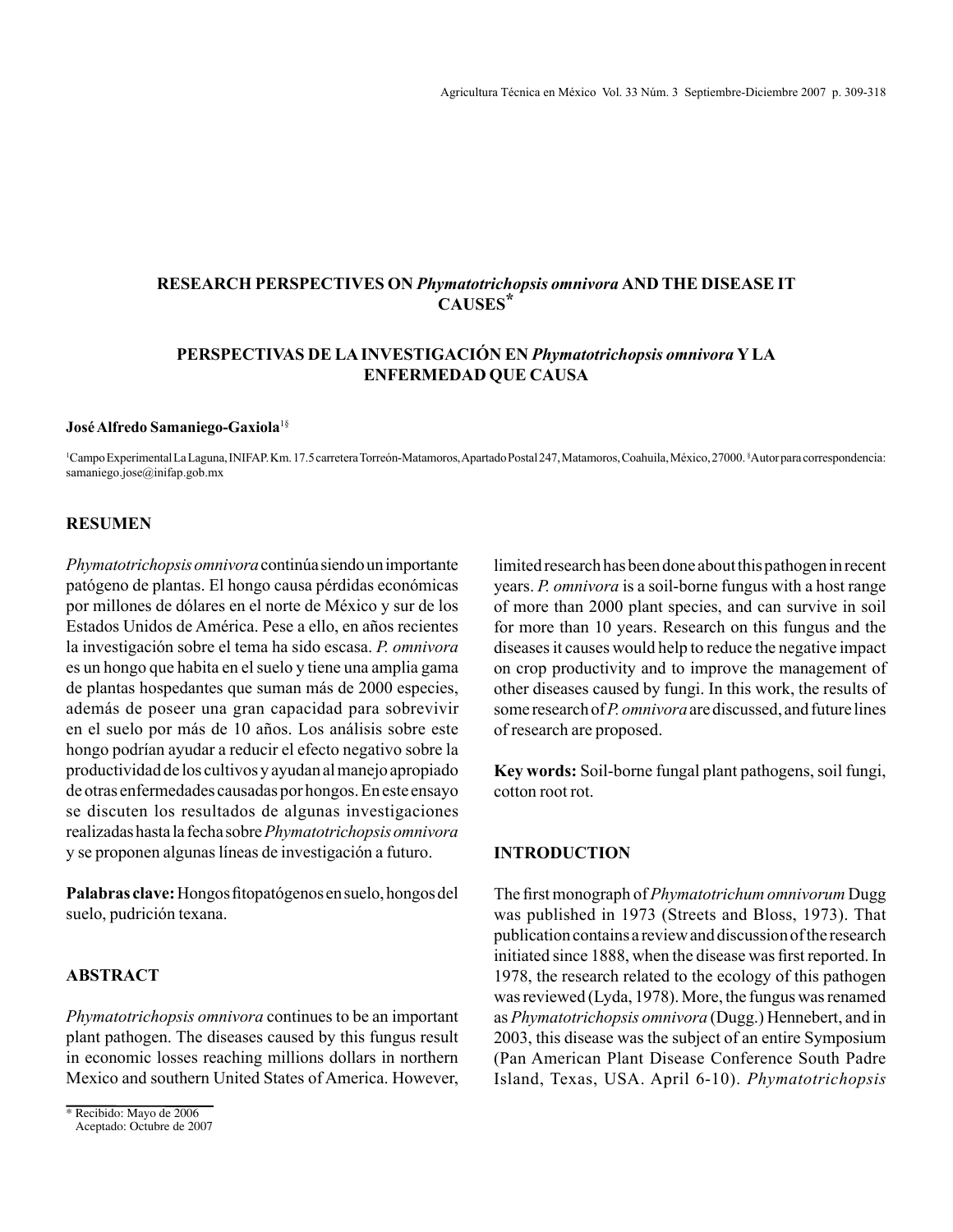# RESEARCH PERSPECTIVES ON *Phymatotrichopsis omnivora* AND THE DISEASE IT CAUSES*

# PERSPECTIVAS DE LA INVESTIGACIÓN EN *Phymatotrichopsis omnivora* Y LA ENFERMEDAD QUE CAUSA

**José Alfredo Samaniego-Gaxiola**[1§]

[1]Campo Experimental La Laguna, INIFAP. Km. 17.5 carretera Torreón-Matamoros, Apartado Postal 247, Matamoros, Coahuila, México, 27000. [§]Autor para correspondencia: samaniego.jose@inifap.gob.mx

## RESUMEN

*Phymatotrichopsis omnivora* continúa siendo un importante patógeno de plantas. El hongo causa pérdidas económicas por millones de dólares en el norte de México y sur de los Estados Unidos de América. Pese a ello, en años recientes la investigación sobre el tema ha sido escasa. *P. omnivora* es un hongo que habita en el suelo y tiene una amplia gama de plantas hospedantes que suman más de 2000 especies, además de poseer una gran capacidad para sobrevivir en el suelo por más de 10 años. Los análisis sobre este hongo podrían ayudar a reducir el efecto negativo sobre la productividad de los cultivos y ayudan al manejo apropiado de otras enfermedades causadas por hongos. En este ensayo se discuten los resultados de algunas investigaciones realizadas hasta la fecha sobre *Phymatotrichopsis omnivora* y se proponen algunas líneas de investigación a futuro.

**Palabras clave:** Hongos fitopatógenos en suelo, hongos del suelo, pudrición texana.

## ABSTRACT

*Phymatotrichopsis omnivora* continues to be an important plant pathogen. The diseases caused by this fungus result in economic losses reaching millions dollars in northern Mexico and southern United States of America. However, limited research has been done about this pathogen in recent years. *P. omnivora* is a soil-borne fungus with a host range of more than 2000 plant species, and can survive in soil for more than 10 years. Research on this fungus and the diseases it causes would help to reduce the negative impact on crop productivity and to improve the management of other diseases caused by fungi. In this work, the results of some research of *P. omnivora* are discussed, and future lines of research are proposed.

**Key words:** Soil-borne fungal plant pathogens, soil fungi, cotton root rot.

## INTRODUCTION

The first monograph of *Phymatotrichum omnivorum* Dugg was published in 1973 (Streets and Bloss, 1973). That publication contains a review and discussion of the research initiated since 1888, when the disease was first reported. In 1978, the research related to the ecology of this pathogen was reviewed (Lyda, 1978). More, the fungus was renamed as *Phymatotrichopsis omnivora* (Dugg.) Hennebert, and in 2003, this disease was the subject of an entire Symposium (Pan American Plant Disease Conference South Padre Island, Texas, USA. April 6-10). *Phymatotrichopsis*

\* Recibido: Mayo de 2006
Aceptado: Octubre de 2007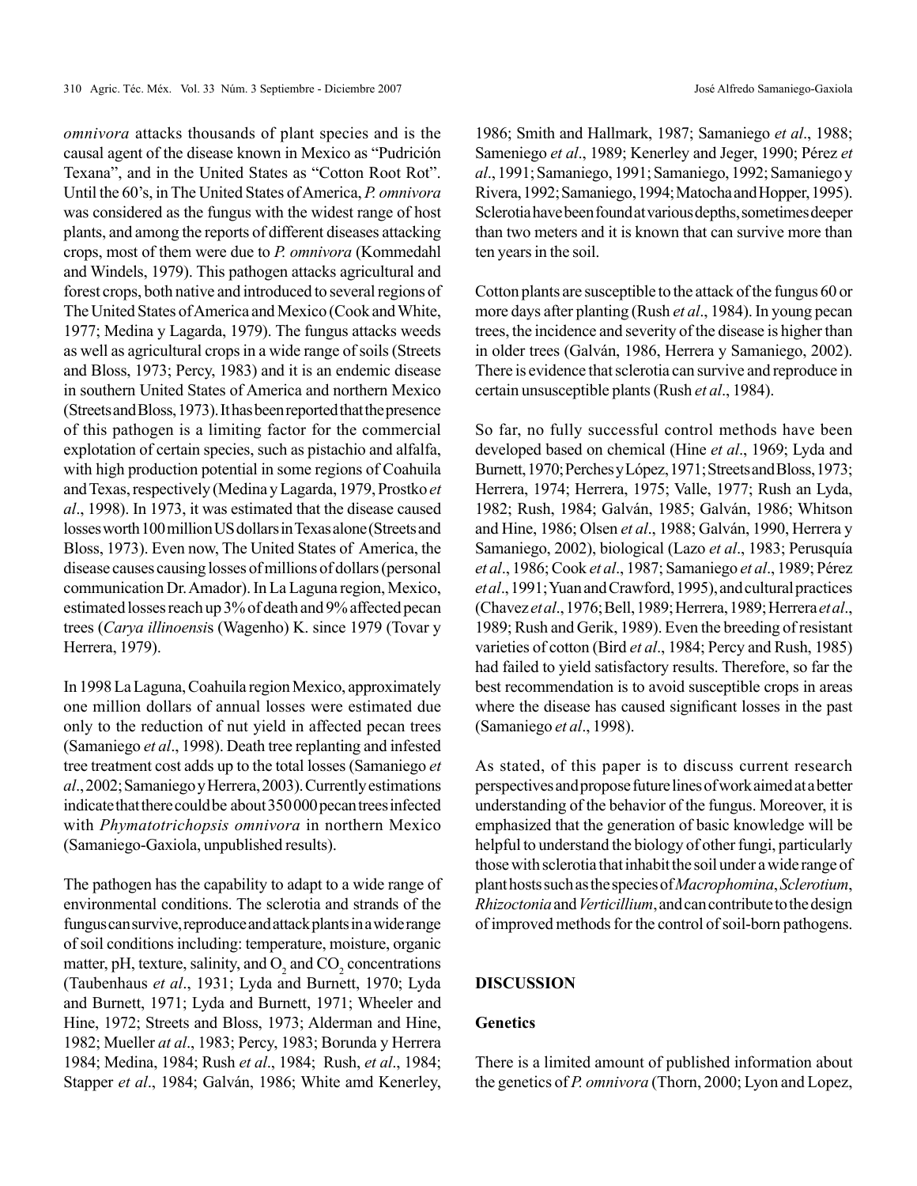*omnivora* attacks thousands of plant species and is the causal agent of the disease known in Mexico as "Pudrición Texana", and in the United States as "Cotton Root Rot". Until the 60's, in The United States of America, *P. omnivora* was considered as the fungus with the widest range of host plants, and among the reports of different diseases attacking crops, most of them were due to *P. omnivora* (Kommedahl and Windels, 1979). This pathogen attacks agricultural and forest crops, both native and introduced to several regions of The United States of America and Mexico (Cook and White, 1977; Medina y Lagarda, 1979). The fungus attacks weeds as well as agricultural crops in a wide range of soils (Streets and Bloss, 1973; Percy, 1983) and it is an endemic disease in southern United States of America and northern Mexico (Streets and Bloss, 1973). It has been reported that the presence of this pathogen is a limiting factor for the commercial explotation of certain species, such as pistachio and alfalfa, with high production potential in some regions of Coahuila and Texas, respectively (Medina y Lagarda, 1979, Prostko *et al*., 1998). In 1973, it was estimated that the disease caused losses worth 100 million US dollars in Texas alone (Streets and Bloss, 1973). Even now, The United States of America, the disease causes causing losses of millions of dollars (personal communication Dr. Amador). In La Laguna region, Mexico, estimated losses reach up 3% of death and 9% affected pecan trees (*Carya illinoensi*s (Wagenho) K. since 1979 (Tovar y Herrera, 1979).

In 1998 La Laguna, Coahuila region Mexico, approximately one million dollars of annual losses were estimated due only to the reduction of nut yield in affected pecan trees (Samaniego *et al*., 1998). Death tree replanting and infested tree treatment cost adds up to the total losses (Samaniego *et al*., 2002; Samaniego y Herrera, 2003). Currently estimations indicate that there could be about 350 000 pecan trees infected with *Phymatotrichopsis omnivora* in northern Mexico (Samaniego-Gaxiola, unpublished results).

The pathogen has the capability to adapt to a wide range of environmental conditions. The sclerotia and strands of the fungus can survive, reproduce and attack plants in a wide range of soil conditions including: temperature, moisture, organic matter, pH, texture, salinity, and $O_2$ and $CO_2$ concentrations (Taubenhaus *et al*., 1931; Lyda and Burnett, 1970; Lyda and Burnett, 1971; Lyda and Burnett, 1971; Wheeler and Hine, 1972; Streets and Bloss, 1973; Alderman and Hine, 1982; Mueller *at al*., 1983; Percy, 1983; Borunda y Herrera 1984; Medina, 1984; Rush *et al*., 1984; Rush, *et al*., 1984; Stapper *et al*., 1984; Galván, 1986; White amd Kenerley, 1986; Smith and Hallmark, 1987; Samaniego *et al*., 1988; Sameniego *et al*., 1989; Kenerley and Jeger, 1990; Pérez *et al*., 1991; Samaniego, 1991; Samaniego, 1992; Samaniego y Rivera, 1992; Samaniego, 1994; Matocha and Hopper, 1995). Sclerotia have been found at various depths, sometimes deeper than two meters and it is known that can survive more than ten years in the soil.

Cotton plants are susceptible to the attack of the fungus 60 or more days after planting (Rush *et al*., 1984). In young pecan trees, the incidence and severity of the disease is higher than in older trees (Galván, 1986, Herrera y Samaniego, 2002). There is evidence that sclerotia can survive and reproduce in certain unsusceptible plants (Rush *et al*., 1984).

So far, no fully successful control methods have been developed based on chemical (Hine *et al*., 1969; Lyda and Burnett, 1970; Perches y López, 1971; Streets and Bloss, 1973; Herrera, 1974; Herrera, 1975; Valle, 1977; Rush an Lyda, 1982; Rush, 1984; Galván, 1985; Galván, 1986; Whitson and Hine, 1986; Olsen *et al*., 1988; Galván, 1990, Herrera y Samaniego, 2002), biological (Lazo *et al*., 1983; Perusquía *et al*., 1986; Cook *et al*., 1987; Samaniego *et al*., 1989; Pérez *et al*., 1991; Yuan and Crawford, 1995), and cultural practices (Chavez *et al*., 1976; Bell, 1989; Herrera, 1989; Herrera *et al*., 1989; Rush and Gerik, 1989). Even the breeding of resistant varieties of cotton (Bird *et al*., 1984; Percy and Rush, 1985) had failed to yield satisfactory results. Therefore, so far the best recommendation is to avoid susceptible crops in areas where the disease has caused significant losses in the past (Samaniego *et al*., 1998).

As stated, of this paper is to discuss current research perspectives and propose future lines of work aimed at a better understanding of the behavior of the fungus. Moreover, it is emphasized that the generation of basic knowledge will be helpful to understand the biology of other fungi, particularly those with sclerotia that inhabit the soil under a wide range of plant hosts such as the species of *Macrophomina*, *Sclerotium*, *Rhizoctonia* and *Verticillium*, and can contribute to the design of improved methods for the control of soil-born pathogens.

## DISCUSSION

### Genetics

There is a limited amount of published information about the genetics of *P. omnivora* (Thorn, 2000; Lyon and Lopez,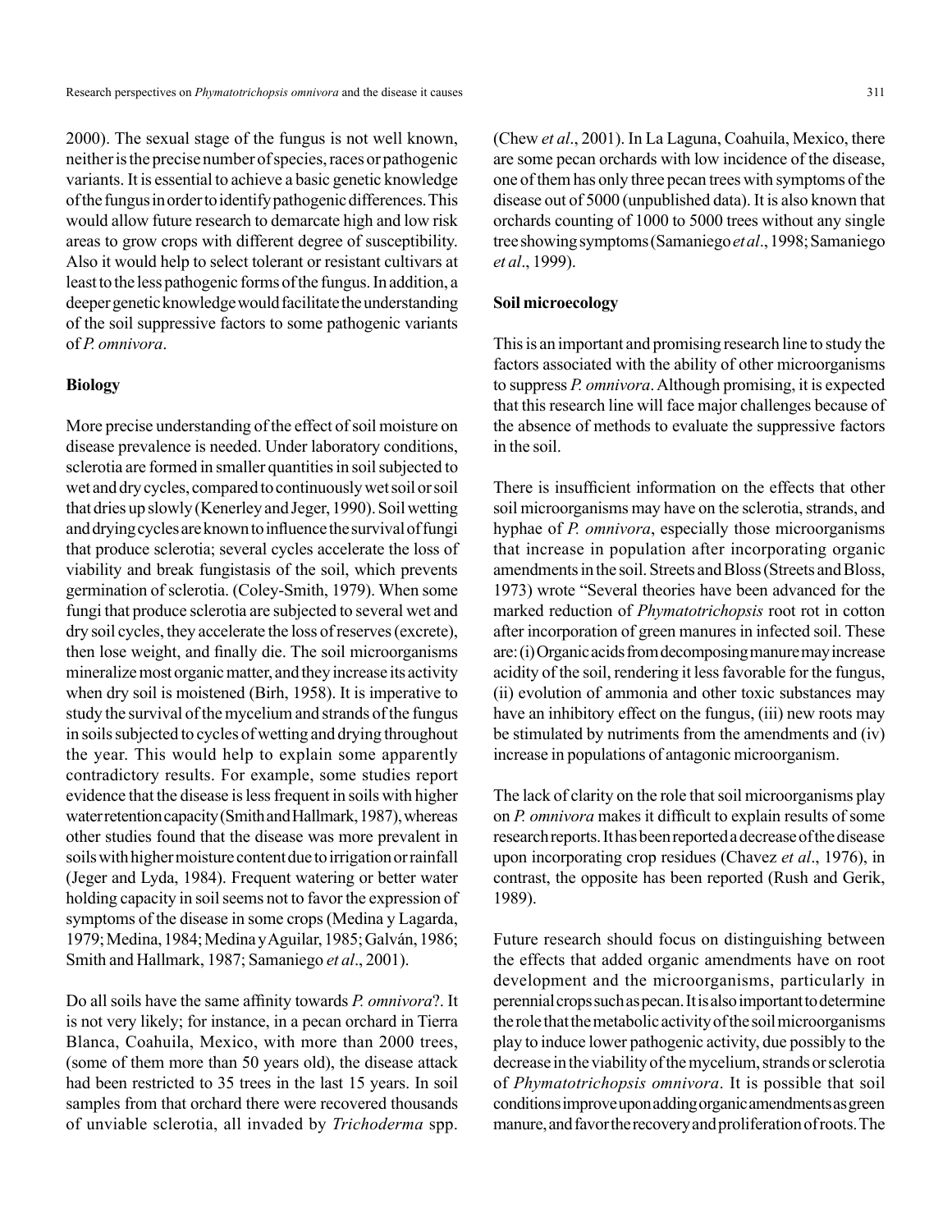2000). The sexual stage of the fungus is not well known, neither is the precise number of species, races or pathogenic variants. It is essential to achieve a basic genetic knowledge of the fungus in order to identify pathogenic differences. This would allow future research to demarcate high and low risk areas to grow crops with different degree of susceptibility. Also it would help to select tolerant or resistant cultivars at least to the less pathogenic forms of the fungus. In addition, a deeper genetic knowledge would facilitate the understanding of the soil suppressive factors to some pathogenic variants of *P. omnivora*.

**Biology**

More precise understanding of the effect of soil moisture on disease prevalence is needed. Under laboratory conditions, sclerotia are formed in smaller quantities in soil subjected to wet and dry cycles, compared to continuously wet soil or soil that dries up slowly (Kenerley and Jeger, 1990). Soil wetting and drying cycles are known to influence the survival of fungi that produce sclerotia; several cycles accelerate the loss of viability and break fungistasis of the soil, which prevents germination of sclerotia. (Coley-Smith, 1979). When some fungi that produce sclerotia are subjected to several wet and dry soil cycles, they accelerate the loss of reserves (excrete), then lose weight, and finally die. The soil microorganisms mineralize most organic matter, and they increase its activity when dry soil is moistened (Birh, 1958). It is imperative to study the survival of the mycelium and strands of the fungus in soils subjected to cycles of wetting and drying throughout the year. This would help to explain some apparently contradictory results. For example, some studies report evidence that the disease is less frequent in soils with higher water retention capacity (Smith and Hallmark, 1987), whereas other studies found that the disease was more prevalent in soils with higher moisture content due to irrigation or rainfall (Jeger and Lyda, 1984). Frequent watering or better water holding capacity in soil seems not to favor the expression of symptoms of the disease in some crops (Medina y Lagarda, 1979; Medina, 1984; Medina y Aguilar, 1985; Galván, 1986; Smith and Hallmark, 1987; Samaniego *et al*., 2001).

Do all soils have the same affinity towards *P. omnivora*?. It is not very likely; for instance, in a pecan orchard in Tierra Blanca, Coahuila, Mexico, with more than 2000 trees, (some of them more than 50 years old), the disease attack had been restricted to 35 trees in the last 15 years. In soil samples from that orchard there were recovered thousands of unviable sclerotia, all invaded by *Trichoderma* spp. (Chew *et al*., 2001). In La Laguna, Coahuila, Mexico, there are some pecan orchards with low incidence of the disease, one of them has only three pecan trees with symptoms of the disease out of 5000 (unpublished data). It is also known that orchards counting of 1000 to 5000 trees without any single tree showing symptoms (Samaniego *et al*., 1998; Samaniego *et al*., 1999).

**Soil microecology**

This is an important and promising research line to study the factors associated with the ability of other microorganisms to suppress *P. omnivora*. Although promising, it is expected that this research line will face major challenges because of the absence of methods to evaluate the suppressive factors in the soil.

There is insufficient information on the effects that other soil microorganisms may have on the sclerotia, strands, and hyphae of *P. omnivora*, especially those microorganisms that increase in population after incorporating organic amendments in the soil. Streets and Bloss (Streets and Bloss, 1973) wrote "Several theories have been advanced for the marked reduction of *Phymatotrichopsis* root rot in cotton after incorporation of green manures in infected soil. These are: (i) Organic acids from decomposing manure may increase acidity of the soil, rendering it less favorable for the fungus, (ii) evolution of ammonia and other toxic substances may have an inhibitory effect on the fungus, (iii) new roots may be stimulated by nutriments from the amendments and (iv) increase in populations of antagonic microorganism.

The lack of clarity on the role that soil microorganisms play on *P. omnivora* makes it difficult to explain results of some research reports. It has been reported a decrease of the disease upon incorporating crop residues (Chavez *et al*., 1976), in contrast, the opposite has been reported (Rush and Gerik, 1989).

Future research should focus on distinguishing between the effects that added organic amendments have on root development and the microorganisms, particularly in perennial crops such as pecan. It is also important to determine the role that the metabolic activity of the soil microorganisms play to induce lower pathogenic activity, due possibly to the decrease in the viability of the mycelium, strands or sclerotia of *Phymatotrichopsis omnivora*. It is possible that soil conditions improve upon adding organic amendments as green manure, and favor the recovery and proliferation of roots. The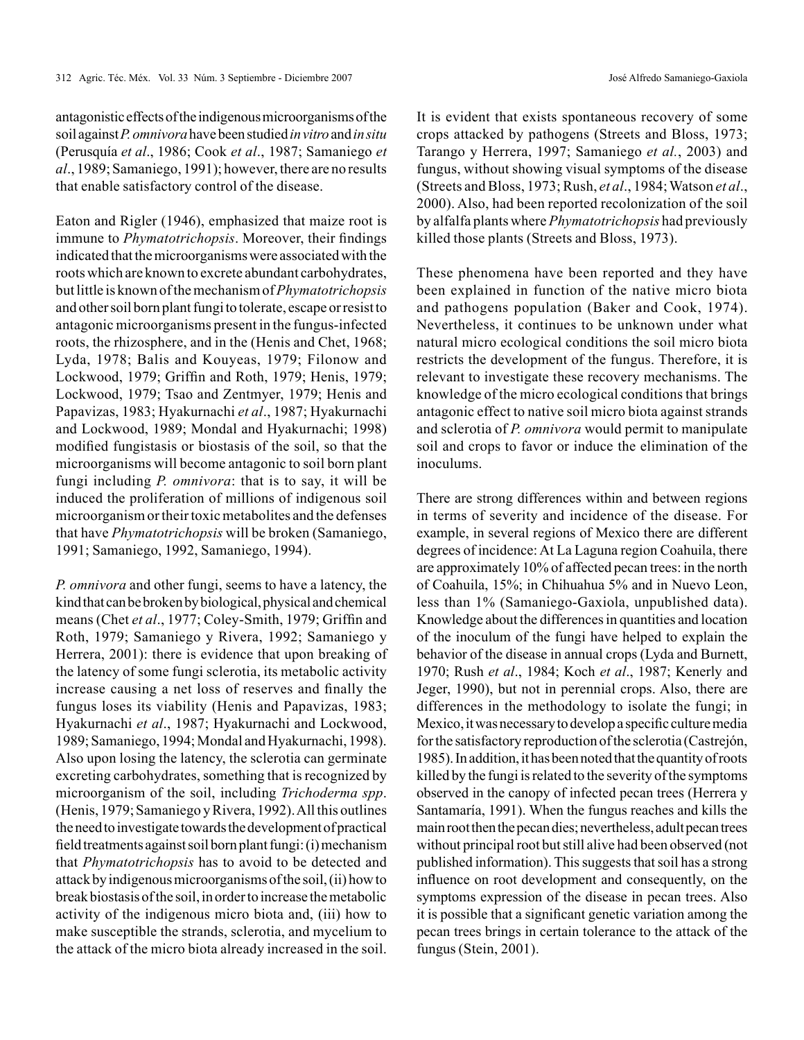antagonistic effects of the indigenous microorganisms of the soil against *P. omnivora* have been studied *in vitro* and *in situ* (Perusquía *et al*., 1986; Cook *et al*., 1987; Samaniego *et al*., 1989; Samaniego, 1991); however, there are no results that enable satisfactory control of the disease.

Eaton and Rigler (1946), emphasized that maize root is immune to *Phymatotrichopsis*. Moreover, their findings indicated that the microorganisms were associated with the roots which are known to excrete abundant carbohydrates, but little is known of the mechanism of *Phymatotrichopsis* and other soil born plant fungi to tolerate, escape or resist to antagonic microorganisms present in the fungus-infected roots, the rhizosphere, and in the (Henis and Chet, 1968; Lyda, 1978; Balis and Kouyeas, 1979; Filonow and Lockwood, 1979; Griffin and Roth, 1979; Henis, 1979; Lockwood, 1979; Tsao and Zentmyer, 1979; Henis and Papavizas, 1983; Hyakurnachi *et al*., 1987; Hyakurnachi and Lockwood, 1989; Mondal and Hyakurnachi; 1998) modified fungistasis or biostasis of the soil, so that the microorganisms will become antagonic to soil born plant fungi including *P. omnivora*: that is to say, it will be induced the proliferation of millions of indigenous soil microorganism or their toxic metabolites and the defenses that have *Phymatotrichopsis* will be broken (Samaniego, 1991; Samaniego, 1992, Samaniego, 1994).

*P. omnivora* and other fungi, seems to have a latency, the kind that can be broken by biological, physical and chemical means (Chet *et al*., 1977; Coley-Smith, 1979; Griffin and Roth, 1979; Samaniego y Rivera, 1992; Samaniego y Herrera, 2001): there is evidence that upon breaking of the latency of some fungi sclerotia, its metabolic activity increase causing a net loss of reserves and finally the fungus loses its viability (Henis and Papavizas, 1983; Hyakurnachi *et al*., 1987; Hyakurnachi and Lockwood, 1989; Samaniego, 1994; Mondal and Hyakurnachi, 1998). Also upon losing the latency, the sclerotia can germinate excreting carbohydrates, something that is recognized by microorganism of the soil, including *Trichoderma spp*. (Henis, 1979; Samaniego y Rivera, 1992). All this outlines the need to investigate towards the development of practical field treatments against soil born plant fungi: (i) mechanism that *Phymatotrichopsis* has to avoid to be detected and attack by indigenous microorganisms of the soil, (ii) how to break biostasis of the soil, in order to increase the metabolic activity of the indigenous micro biota and, (iii) how to make susceptible the strands, sclerotia, and mycelium to the attack of the micro biota already increased in the soil.

It is evident that exists spontaneous recovery of some crops attacked by pathogens (Streets and Bloss, 1973; Tarango y Herrera, 1997; Samaniego *et al.*, 2003) and fungus, without showing visual symptoms of the disease (Streets and Bloss, 1973; Rush, *et al*., 1984; Watson *et al*., 2000). Also, had been reported recolonization of the soil by alfalfa plants where *Phymatotrichopsis* had previously killed those plants (Streets and Bloss, 1973).

These phenomena have been reported and they have been explained in function of the native micro biota and pathogens population (Baker and Cook, 1974). Nevertheless, it continues to be unknown under what natural micro ecological conditions the soil micro biota restricts the development of the fungus. Therefore, it is relevant to investigate these recovery mechanisms. The knowledge of the micro ecological conditions that brings antagonic effect to native soil micro biota against strands and sclerotia of *P. omnivora* would permit to manipulate soil and crops to favor or induce the elimination of the inoculums.

There are strong differences within and between regions in terms of severity and incidence of the disease. For example, in several regions of Mexico there are different degrees of incidence: At La Laguna region Coahuila, there are approximately 10% of affected pecan trees: in the north of Coahuila, 15%; in Chihuahua 5% and in Nuevo Leon, less than 1% (Samaniego-Gaxiola, unpublished data). Knowledge about the differences in quantities and location of the inoculum of the fungi have helped to explain the behavior of the disease in annual crops (Lyda and Burnett, 1970; Rush *et al*., 1984; Koch *et al*., 1987; Kenerly and Jeger, 1990), but not in perennial crops. Also, there are differences in the methodology to isolate the fungi; in Mexico, it was necessary to develop a specific culture media for the satisfactory reproduction of the sclerotia (Castrejón, 1985). In addition, it has been noted that the quantity of roots killed by the fungi is related to the severity of the symptoms observed in the canopy of infected pecan trees (Herrera y Santamaría, 1991). When the fungus reaches and kills the main root then the pecan dies; nevertheless, adult pecan trees without principal root but still alive had been observed (not published information). This suggests that soil has a strong influence on root development and consequently, on the symptoms expression of the disease in pecan trees. Also it is possible that a significant genetic variation among the pecan trees brings in certain tolerance to the attack of the fungus (Stein, 2001).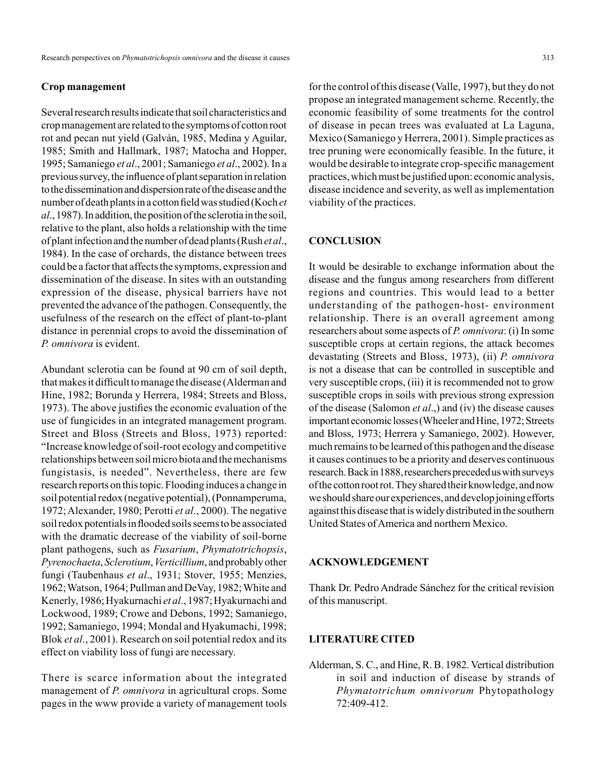### Crop management

Several research results indicate that soil characteristics and crop management are related to the symptoms of cotton root rot and pecan nut yield (Galván, 1985, Medina y Aguilar, 1985; Smith and Hallmark, 1987; Matocha and Hopper, 1995; Samaniego *et al*., 2001; Samaniego *et al*., 2002). In a previous survey, the influence of plant separation in relation to the dissemination and dispersion rate of the disease and the number of death plants in a cotton field was studied (Koch *et al*., 1987). In addition, the position of the sclerotia in the soil, relative to the plant, also holds a relationship with the time of plant infection and the number of dead plants (Rush *et al*., 1984). In the case of orchards, the distance between trees could be a factor that affects the symptoms, expression and dissemination of the disease. In sites with an outstanding expression of the disease, physical barriers have not prevented the advance of the pathogen. Consequently, the usefulness of the research on the effect of plant-to-plant distance in perennial crops to avoid the dissemination of *P. omnivora* is evident.

Abundant sclerotia can be found at 90 cm of soil depth, that makes it difficult to manage the disease (Alderman and Hine, 1982; Borunda y Herrera, 1984; Streets and Bloss, 1973). The above justifies the economic evaluation of the use of fungicides in an integrated management program. Street and Bloss (Streets and Bloss, 1973) reported: "Increase knowledge of soil-root ecology and competitive relationships between soil micro biota and the mechanisms fungistasis, is needed". Nevertheless, there are few research reports on this topic. Flooding induces a change in soil potential redox (negative potential), (Ponnamperuma, 1972; Alexander, 1980; Perotti *et al*., 2000). The negative soil redox potentials in flooded soils seems to be associated with the dramatic decrease of the viability of soil-borne plant pathogens, such as *Fusarium*, *Phymatotrichopsis*, *Pyrenochaeta*, *Sclerotium*, *Verticillium*, and probably other fungi (Taubenhaus *et al*., 1931; Stover, 1955; Menzies, 1962; Watson, 1964; Pullman and DeVay, 1982; White and Kenerly, 1986; Hyakurnachi *et al*., 1987; Hyakurnachi and Lockwood, 1989; Crowe and Debons, 1992; Samaniego, 1992; Samaniego, 1994; Mondal and Hyakumachi, 1998; Blok *et al*., 2001). Research on soil potential redox and its effect on viability loss of fungi are necessary.

There is scarce information about the integrated management of *P. omnivora* in agricultural crops. Some pages in the www provide a variety of management tools for the control of this disease (Valle, 1997), but they do not propose an integrated management scheme. Recently, the economic feasibility of some treatments for the control of disease in pecan trees was evaluated at La Laguna, Mexico (Samaniego y Herrera, 2001). Simple practices as tree pruning were economically feasible. In the future, it would be desirable to integrate crop-specific management practices, which must be justified upon: economic analysis, disease incidence and severity, as well as implementation viability of the practices.

## CONCLUSION

It would be desirable to exchange information about the disease and the fungus among researchers from different regions and countries. This would lead to a better understanding of the pathogen-host- environment relationship. There is an overall agreement among researchers about some aspects of *P. omnivora*: (i) In some susceptible crops at certain regions, the attack becomes devastating (Streets and Bloss, 1973), (ii) *P. omnivora* is not a disease that can be controlled in susceptible and very susceptible crops, (iii) it is recommended not to grow susceptible crops in soils with previous strong expression of the disease (Salomon *et al*.,) and (iv) the disease causes important economic losses (Wheeler and Hine, 1972; Streets and Bloss, 1973; Herrera y Samaniego, 2002). However, much remains to be learned of this pathogen and the disease it causes continues to be a priority and deserves continuous research. Back in 1888, researchers preceded us with surveys of the cotton root rot. They shared their knowledge, and now we should share our experiences, and develop joining efforts against this disease that is widely distributed in the southern United States of America and northern Mexico.

## ACKNOWLEDGEMENT

Thank Dr. Pedro Andrade Sánchez for the critical revision of this manuscript.

## LITERATURE CITED

Alderman, S. C., and Hine, R. B. 1982. Vertical distribution in soil and induction of disease by strands of *Phymatotrichum omnivorum* Phytopathology 72:409-412.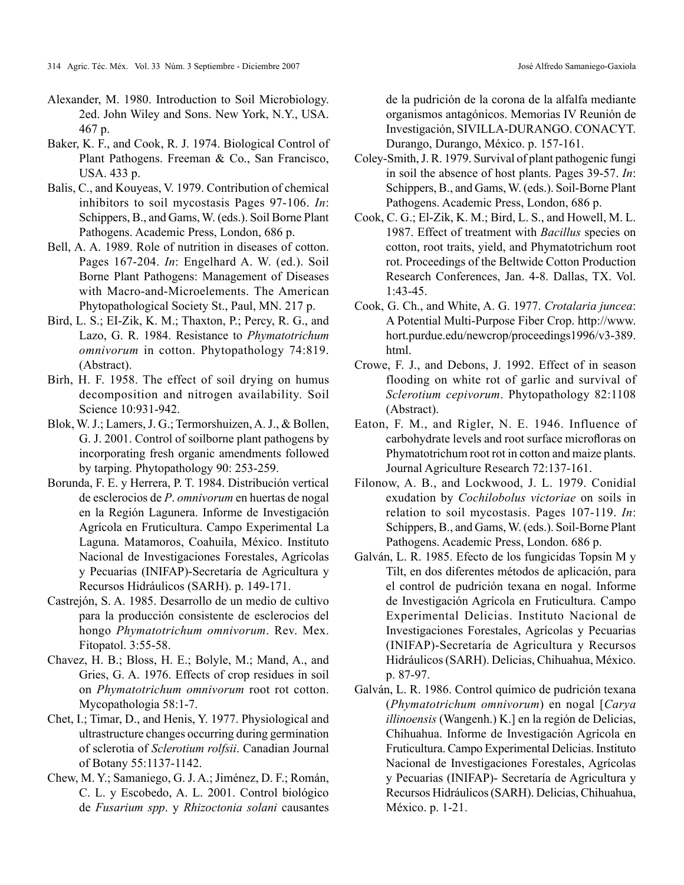Alexander, M. 1980. Introduction to Soil Microbiology. 2ed. John Wiley and Sons. New York, N.Y., USA. 467 p.

Baker, K. F., and Cook, R. J. 1974. Biological Control of Plant Pathogens. Freeman & Co., San Francisco, USA. 433 p.

Balis, C., and Kouyeas, V. 1979. Contribution of chemical inhibitors to soil mycostasis Pages 97-106. *In*: Schippers, B., and Gams, W. (eds.). Soil Borne Plant Pathogens. Academic Press, London, 686 p.

Bell, A. A. 1989. Role of nutrition in diseases of cotton. Pages 167-204. *In*: Engelhard A. W. (ed.). Soil Borne Plant Pathogens: Management of Diseases with Macro-and-Microelements. The American Phytopathological Society St., Paul, MN. 217 p.

Bird, L. S.; EI-Zik, K. M.; Thaxton, P.; Percy, R. G., and Lazo, G. R. 1984. Resistance to *Phymatotrichum omnivorum* in cotton. Phytopathology 74:819. (Abstract).

Birh, H. F. 1958. The effect of soil drying on humus decomposition and nitrogen availability. Soil Science 10:931-942.

Blok, W. J.; Lamers, J. G.; Termorshuizen, A. J., & Bollen, G. J. 2001. Control of soilborne plant pathogens by incorporating fresh organic amendments followed by tarping. Phytopathology 90: 253-259.

Borunda, F. E. y Herrera, P. T. 1984. Distribución vertical de esclerocios de *P*. *omnivorum* en huertas de nogal en la Región Lagunera. Informe de Investigación Agrícola en Fruticultura. Campo Experimental La Laguna. Matamoros, Coahuila, México. Instituto Nacional de Investigaciones Forestales, Agrícolas y Pecuarias (INIFAP)-Secretaría de Agricultura y Recursos Hidráulicos (SARH). p. 149-171.

Castrejón, S. A. 1985. Desarrollo de un medio de cultivo para la producción consistente de esclerocios del hongo *Phymatotrichum omnivorum*. Rev. Mex. Fitopatol. 3:55-58.

Chavez, H. B.; Bloss, H. E.; Bolyle, M.; Mand, A., and Gries, G. A. 1976. Effects of crop residues in soil on *Phymatotrichum omnivorum* root rot cotton. Mycopathologia 58:1-7.

Chet, I.; Timar, D., and Henis, Y. 1977. Physiological and ultrastructure changes occurring during germination of sclerotia of *Sclerotium rolfsii*. Canadian Journal of Botany 55:1137-1142.

Chew, M. Y.; Samaniego, G. J. A.; Jiménez, D. F.; Román, C. L. y Escobedo, A. L. 2001. Control biológico de *Fusarium spp*. y *Rhizoctonia solani* causantes de la pudrición de la corona de la alfalfa mediante organismos antagónicos. Memorias IV Reunión de Investigación, SIVILLA-DURANGO. CONACYT. Durango, Durango, México. p. 157-161.

Coley-Smith, J. R. 1979. Survival of plant pathogenic fungi in soil the absence of host plants. Pages 39-57. *In*: Schippers, B., and Gams, W. (eds.). Soil-Borne Plant Pathogens. Academic Press, London, 686 p.

Cook, C. G.; El-Zik, K. M.; Bird, L. S., and Howell, M. L. 1987. Effect of treatment with *Bacillus* species on cotton, root traits, yield, and Phymatotrichum root rot. Proceedings of the Beltwide Cotton Production Research Conferences, Jan. 4-8. Dallas, TX. Vol. 1:43-45.

Cook, G. Ch., and White, A. G. 1977. *Crotalaria juncea*: A Potential Multi-Purpose Fiber Crop. http://www.hort.purdue.edu/newcrop/proceedings1996/v3-389.html.

Crowe, F. J., and Debons, J. 1992. Effect of in season flooding on white rot of garlic and survival of *Sclerotium cepivorum*. Phytopathology 82:1108 (Abstract).

Eaton, F. M., and Rigler, N. E. 1946. Influence of carbohydrate levels and root surface microfloras on Phymatotrichum root rot in cotton and maize plants. Journal Agriculture Research 72:137-161.

Filonow, A. B., and Lockwood, J. L. 1979. Conidial exudation by *Cochilobolus victoriae* on soils in relation to soil mycostasis. Pages 107-119. *In*: Schippers, B., and Gams, W. (eds.). Soil-Borne Plant Pathogens. Academic Press, London. 686 p.

Galván, L. R. 1985. Efecto de los fungicidas Topsin M y Tilt, en dos diferentes métodos de aplicación, para el control de pudrición texana en nogal. Informe de Investigación Agrícola en Fruticultura. Campo Experimental Delicias. Instituto Nacional de Investigaciones Forestales, Agrícolas y Pecuarias (INIFAP)-Secretaría de Agricultura y Recursos Hidráulicos (SARH). Delicias, Chihuahua, México. p. 87-97.

Galván, L. R. 1986. Control químico de pudrición texana (*Phymatotrichum omnivorum*) en nogal [*Carya illinoensis* (Wangenh.) K.] en la región de Delicias, Chihuahua. Informe de Investigación Agrícola en Fruticultura. Campo Experimental Delicias. Instituto Nacional de Investigaciones Forestales, Agrícolas y Pecuarias (INIFAP)- Secretaría de Agricultura y Recursos Hidráulicos (SARH). Delicias, Chihuahua, México. p. 1-21.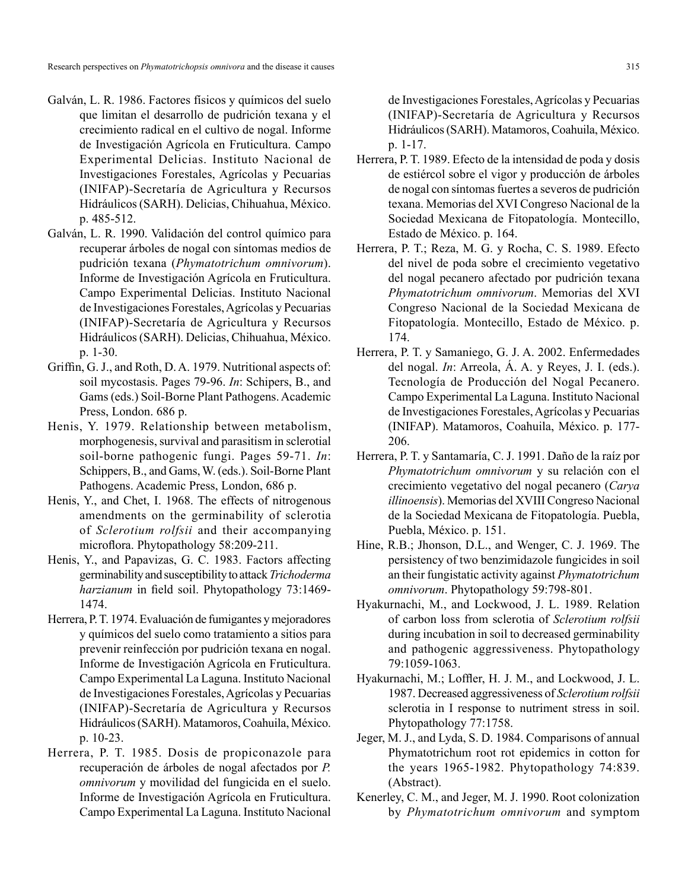Galván, L. R. 1986. Factores físicos y químicos del suelo que limitan el desarrollo de pudrición texana y el crecimiento radical en el cultivo de nogal. Informe de Investigación Agrícola en Fruticultura. Campo Experimental Delicias. Instituto Nacional de Investigaciones Forestales, Agrícolas y Pecuarias (INIFAP)-Secretaría de Agricultura y Recursos Hidráulicos (SARH). Delicias, Chihuahua, México. p. 485-512.

Galván, L. R. 1990. Validación del control químico para recuperar árboles de nogal con síntomas medios de pudrición texana (*Phymatotrichum omnivorum*). Informe de Investigación Agrícola en Fruticultura. Campo Experimental Delicias. Instituto Nacional de Investigaciones Forestales, Agrícolas y Pecuarias (INIFAP)-Secretaría de Agricultura y Recursos Hidráulicos (SARH). Delicias, Chihuahua, México. p. 1-30.

Griffin, G. J., and Roth, D. A. 1979. Nutritional aspects of: soil mycostasis. Pages 79-96. *In*: Schipers, B., and Gams (eds.) Soil-Borne Plant Pathogens. Academic Press, London. 686 p.

Henis, Y. 1979. Relationship between metabolism, morphogenesis, survival and parasitism in sclerotial soil-borne pathogenic fungi. Pages 59-71. *In*: Schippers, B., and Gams, W. (eds.). Soil-Borne Plant Pathogens. Academic Press, London, 686 p.

Henis, Y., and Chet, I. 1968. The effects of nitrogenous amendments on the germinability of sclerotia of *Sclerotium rolfsii* and their accompanying microflora. Phytopathology 58:209-211.

Henis, Y., and Papavizas, G. C. 1983. Factors affecting germinability and susceptibility to attack *Trichoderma harzianum* in field soil. Phytopathology 73:1469-1474.

Herrera, P. T. 1974. Evaluación de fumigantes y mejoradores y químicos del suelo como tratamiento a sitios para prevenir reinfección por pudrición texana en nogal. Informe de Investigación Agrícola en Fruticultura. Campo Experimental La Laguna. Instituto Nacional de Investigaciones Forestales, Agrícolas y Pecuarias (INIFAP)-Secretaría de Agricultura y Recursos Hidráulicos (SARH). Matamoros, Coahuila, México. p. 10-23.

Herrera, P. T. 1985. Dosis de propiconazole para recuperación de árboles de nogal afectados por *P. omnivorum* y movilidad del fungicida en el suelo. Informe de Investigación Agrícola en Fruticultura. Campo Experimental La Laguna. Instituto Nacional de Investigaciones Forestales, Agrícolas y Pecuarias (INIFAP)-Secretaría de Agricultura y Recursos Hidráulicos (SARH). Matamoros, Coahuila, México. p. 1-17.

Herrera, P. T. 1989. Efecto de la intensidad de poda y dosis de estiércol sobre el vigor y producción de árboles de nogal con síntomas fuertes a severos de pudrición texana. Memorias del XVI Congreso Nacional de la Sociedad Mexicana de Fitopatología. Montecillo, Estado de México. p. 164.

Herrera, P. T.; Reza, M. G. y Rocha, C. S. 1989. Efecto del nivel de poda sobre el crecimiento vegetativo del nogal pecanero afectado por pudrición texana *Phymatotrichum omnivorum*. Memorias del XVI Congreso Nacional de la Sociedad Mexicana de Fitopatología. Montecillo, Estado de México. p. 174.

Herrera, P. T. y Samaniego, G. J. A. 2002. Enfermedades del nogal. *In*: Arreola, Á. A. y Reyes, J. I. (eds.). Tecnología de Producción del Nogal Pecanero. Campo Experimental La Laguna. Instituto Nacional de Investigaciones Forestales, Agrícolas y Pecuarias (INIFAP). Matamoros, Coahuila, México. p. 177-206.

Herrera, P. T. y Santamaría, C. J. 1991. Daño de la raíz por *Phymatotrichum omnivorum* y su relación con el crecimiento vegetativo del nogal pecanero (*Carya illinoensis*). Memorias del XVIII Congreso Nacional de la Sociedad Mexicana de Fitopatología. Puebla, Puebla, México. p. 151.

Hine, R.B.; Jhonson, D.L., and Wenger, C. J. 1969. The persistency of two benzimidazole fungicides in soil an their fungistatic activity against *Phymatotrichum omnivorum*. Phytopathology 59:798-801.

Hyakurnachi, M., and Lockwood, J. L. 1989. Relation of carbon loss from sclerotia of *Sclerotium rolfsii* during incubation in soil to decreased germinability and pathogenic aggressiveness. Phytopathology 79:1059-1063.

Hyakurnachi, M.; Loffler, H. J. M., and Lockwood, J. L. 1987. Decreased aggressiveness of *Sclerotium rolfsii* sclerotia in I response to nutriment stress in soil. Phytopathology 77:1758.

Jeger, M. J., and Lyda, S. D. 1984. Comparisons of annual Phymatotrichum root rot epidemics in cotton for the years 1965-1982. Phytopathology 74:839. (Abstract).

Kenerley, C. M., and Jeger, M. J. 1990. Root colonization by *Phymatotrichum omnivorum* and symptom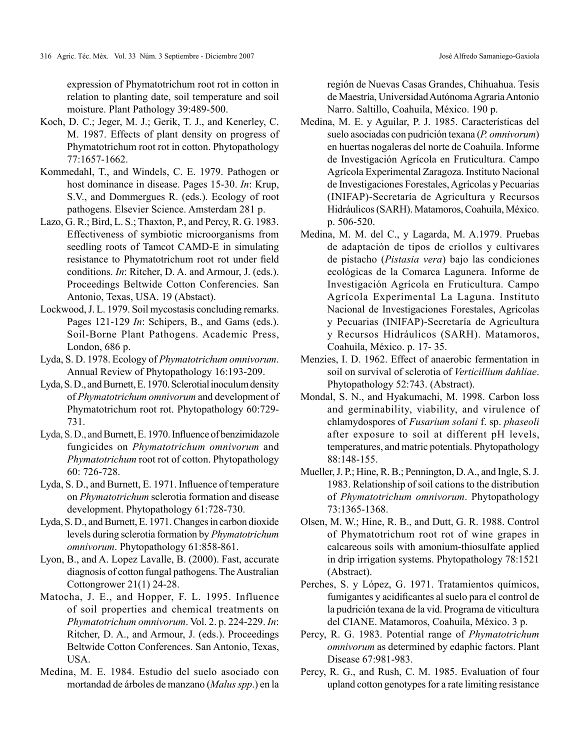expression of Phymatotrichum root rot in cotton in relation to planting date, soil temperature and soil moisture. Plant Pathology 39:489-500.

Koch, D. C.; Jeger, M. J.; Gerik, T. J., and Kenerley, C. M. 1987. Effects of plant density on progress of Phymatotrichum root rot in cotton. Phytopathology 77:1657-1662.

Kommedahl, T., and Windels, C. E. 1979. Pathogen or host dominance in disease. Pages 15-30. *In*: Krup, S.V., and Dommergues R. (eds.). Ecology of root pathogens. Elsevier Science. Amsterdam 281 p.

Lazo, G. R.; Bird, L. S.; Thaxton, P., and Percy, R. G. 1983. Effectiveness of symbiotic microorganisms from seedling roots of Tamcot CAMD-E in simulating resistance to Phymatotrichum root rot under field conditions. *In*: Ritcher, D. A. and Armour, J. (eds.). Proceedings Beltwide Cotton Conferencies. San Antonio, Texas, USA. 19 (Abstact).

Lockwood, J. L. 1979. Soil mycostasis concluding remarks. Pages 121-129 *In*: Schipers, B., and Gams (eds.). Soil-Borne Plant Pathogens. Academic Press, London, 686 p.

Lyda, S. D. 1978. Ecology of *Phymatotrichum omnivorum*. Annual Review of Phytopathology 16:193-209.

Lyda, S. D., and Burnett, E. 1970. Sclerotial inoculum density of *Phymatotrichum omnivorum* and development of Phymatotrichum root rot. Phytopathology 60:729-731.

Lyda, S. D., and Burnett, E. 1970. Influence of benzimidazole fungicides on *Phymatotrichum omnivorum* and *Phymatotrichum* root rot of cotton. Phytopathology 60: 726-728.

Lyda, S. D., and Burnett, E. 1971. Influence of temperature on *Phymatotrichum* sclerotia formation and disease development. Phytopathology 61:728-730.

Lyda, S. D., and Burnett, E. 1971. Changes in carbon dioxide levels during sclerotia formation by *Phymatotrichum omnivorum*. Phytopathology 61:858-861.

Lyon, B., and A. Lopez Lavalle, B. (2000). Fast, accurate diagnosis of cotton fungal pathogens. The Australian Cottongrower 21(1) 24-28.

Matocha, J. E., and Hopper, F. L. 1995. Influence of soil properties and chemical treatments on *Phymatotrichum omnivorum*. Vol. 2. p. 224-229. *In*: Ritcher, D. A., and Armour, J. (eds.). Proceedings Beltwide Cotton Conferences. San Antonio, Texas, USA.

Medina, M. E. 1984. Estudio del suelo asociado con mortandad de árboles de manzano (*Malus spp*.) en la región de Nuevas Casas Grandes, Chihuahua. Tesis de Maestría, Universidad Autónoma Agraria Antonio Narro. Saltillo, Coahuila, México. 190 p.

Medina, M. E. y Aguilar, P. J. 1985. Características del suelo asociadas con pudrición texana (*P. omnivorum*) en huertas nogaleras del norte de Coahuila. Informe de Investigación Agrícola en Fruticultura. Campo Agrícola Experimental Zaragoza. Instituto Nacional de Investigaciones Forestales, Agrícolas y Pecuarias (INIFAP)-Secretaría de Agricultura y Recursos Hidráulicos (SARH). Matamoros, Coahuila, México. p. 506-520.

Medina, M. M. del C., y Lagarda, M. A.1979. Pruebas de adaptación de tipos de criollos y cultivares de pistacho (*Pistasia vera*) bajo las condiciones ecológicas de la Comarca Lagunera. Informe de Investigación Agrícola en Fruticultura. Campo Agrícola Experimental La Laguna. Instituto Nacional de Investigaciones Forestales, Agrícolas y Pecuarias (INIFAP)-Secretaría de Agricultura y Recursos Hidráulicos (SARH). Matamoros, Coahuila, México. p. 17- 35.

Menzies, I. D. 1962. Effect of anaerobic fermentation in soil on survival of sclerotia of *Verticillium dahliae*. Phytopathology 52:743. (Abstract).

Mondal, S. N., and Hyakumachi, M. 1998. Carbon loss and germinability, viability, and virulence of chlamydospores of *Fusarium solani* f. sp. *phaseoli* after exposure to soil at different pH levels, temperatures, and matric potentials. Phytopathology 88:148-155.

Mueller, J. P.; Hine, R. B.; Pennington, D. A., and Ingle, S. J. 1983. Relationship of soil cations to the distribution of *Phymatotrichum omnivorum*. Phytopathology 73:1365-1368.

Olsen, M. W.; Hine, R. B., and Dutt, G. R. 1988. Control of Phymatotrichum root rot of wine grapes in calcareous soils with amonium-thiosulfate applied in drip irrigation systems. Phytopathology 78:1521 (Abstract).

Perches, S. y López, G. 1971. Tratamientos químicos, fumigantes y acidificantes al suelo para el control de la pudrición texana de la vid. Programa de viticultura del CIANE. Matamoros, Coahuila, México. 3 p.

Percy, R. G. 1983. Potential range of *Phymatotrichum omnivorum* as determined by edaphic factors. Plant Disease 67:981-983.

Percy, R. G., and Rush, C. M. 1985. Evaluation of four upland cotton genotypes for a rate limiting resistance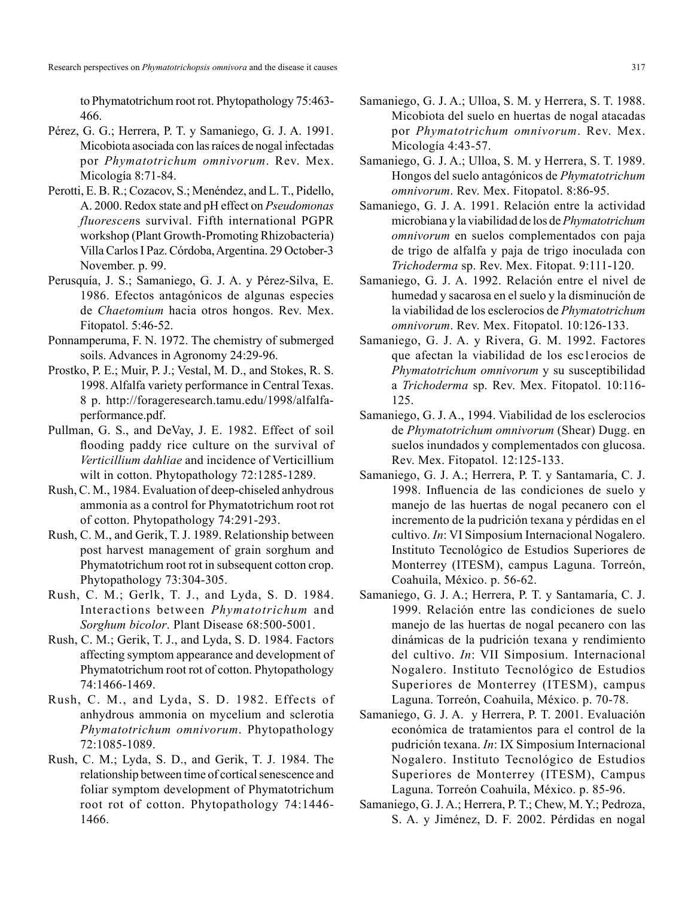to Phymatotrichum root rot. Phytopathology 75:463-466.

Pérez, G. G.; Herrera, P. T. y Samaniego, G. J. A. 1991. Micobiota asociada con las raíces de nogal infectadas por *Phymatotrichum omnivorum*. Rev. Mex. Micología 8:71-84.

Perotti, E. B. R.; Cozacov, S.; Menéndez, and L. T., Pidello, A. 2000. Redox state and pH effect on *Pseudomonas fluorescens* survival. Fifth international PGPR workshop (Plant Growth-Promoting Rhizobacteria) Villa Carlos I Paz. Córdoba, Argentina. 29 October-3 November. p. 99.

Perusquía, J. S.; Samaniego, G. J. A. y Pérez-Silva, E. 1986. Efectos antagónicos de algunas especies de *Chaetomium* hacia otros hongos. Rev. Mex. Fitopatol. 5:46-52.

Ponnamperuma, F. N. 1972. The chemistry of submerged soils. Advances in Agronomy 24:29-96.

Prostko, P. E.; Muir, P. J.; Vestal, M. D., and Stokes, R. S. 1998. Alfalfa variety performance in Central Texas. 8 p. http://forageresearch.tamu.edu/1998/alfalfa-performance.pdf.

Pullman, G. S., and DeVay, J. E. 1982. Effect of soil flooding paddy rice culture on the survival of *Verticillium dahliae* and incidence of Verticillium wilt in cotton. Phytopathology 72:1285-1289.

Rush, C. M., 1984. Evaluation of deep-chiseled anhydrous ammonia as a control for Phymatotrichum root rot of cotton. Phytopathology 74:291-293.

Rush, C. M., and Gerik, T. J. 1989. Relationship between post harvest management of grain sorghum and Phymatotrichum root rot in subsequent cotton crop. Phytopathology 73:304-305.

Rush, C. M.; Gerlk, T. J., and Lyda, S. D. 1984. Interactions between *Phymatotrichum* and *Sorghum bicolor*. Plant Disease 68:500-5001.

Rush, C. M.; Gerik, T. J., and Lyda, S. D. 1984. Factors affecting symptom appearance and development of Phymatotrichum root rot of cotton. Phytopathology 74:1466-1469.

Rush, C. M., and Lyda, S. D. 1982. Effects of anhydrous ammonia on mycelium and sclerotia *Phymatotrichum omnivorum*. Phytopathology 72:1085-1089.

Rush, C. M.; Lyda, S. D., and Gerik, T. J. 1984. The relationship between time of cortical senescence and foliar symptom development of Phymatotrichum root rot of cotton. Phytopathology 74:1446-1466.

Samaniego, G. J. A.; Ulloa, S. M. y Herrera, S. T. 1988. Micobiota del suelo en huertas de nogal atacadas por *Phymatotrichum omnivorum*. Rev. Mex. Micología 4:43-57.

Samaniego, G. J. A.; Ulloa, S. M. y Herrera, S. T. 1989. Hongos del suelo antagónicos de *Phymatotrichum omnivorum*. Rev. Mex. Fitopatol. 8:86-95.

Samaniego, G. J. A. 1991. Relación entre la actividad microbiana y la viabilidad de los de *Phymatotrichum omnivorum* en suelos complementados con paja de trigo de alfalfa y paja de trigo inoculada con *Trichoderma* sp. Rev. Mex. Fitopat. 9:111-120.

Samaniego, G. J. A. 1992. Relación entre el nivel de humedad y sacarosa en el suelo y la disminución de la viabilidad de los esclerocios de *Phymatotrichum omnivorum*. Rev. Mex. Fitopatol. 10:126-133.

Samaniego, G. J. A. y Rivera, G. M. 1992. Factores que afectan la viabilidad de los esc1erocios de *Phymatotrichum omnivorum* y su susceptibilidad a *Trichoderma* sp. Rev. Mex. Fitopatol. 10:116-125.

Samaniego, G. J. A., 1994. Viabilidad de los esclerocios de *Phymatotrichum omnivorum* (Shear) Dugg. en suelos inundados y complementados con glucosa. Rev. Mex. Fitopatol. 12:125-133.

Samaniego, G. J. A.; Herrera, P. T. y Santamaría, C. J. 1998. Influencia de las condiciones de suelo y manejo de las huertas de nogal pecanero con el incremento de la pudrición texana y pérdidas en el cultivo. *In*: VI Simposium Internacional Nogalero. Instituto Tecnológico de Estudios Superiores de Monterrey (ITESM), campus Laguna. Torreón, Coahuila, México. p. 56-62.

Samaniego, G. J. A.; Herrera, P. T. y Santamaría, C. J. 1999. Relación entre las condiciones de suelo manejo de las huertas de nogal pecanero con las dinámicas de la pudrición texana y rendimiento del cultivo. *In*: VII Simposium. Internacional Nogalero. Instituto Tecnológico de Estudios Superiores de Monterrey (ITESM), campus Laguna. Torreón, Coahuila, México. p. 70-78.

Samaniego, G. J. A. y Herrera, P. T. 2001. Evaluación económica de tratamientos para el control de la pudrición texana. *In*: IX Simposium Internacional Nogalero. Instituto Tecnológico de Estudios Superiores de Monterrey (ITESM), Campus Laguna. Torreón Coahuila, México. p. 85-96.

Samaniego, G. J. A.; Herrera, P. T.; Chew, M. Y.; Pedroza, S. A. y Jiménez, D. F. 2002. Pérdidas en nogal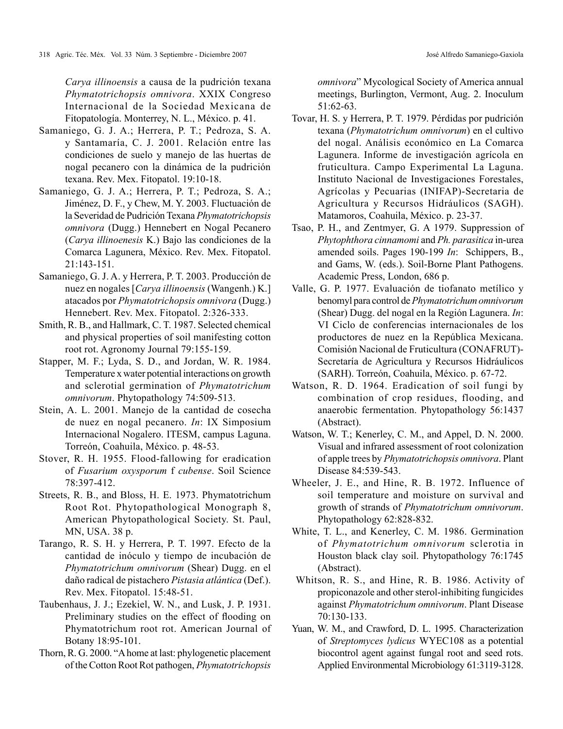*Carya illinoensis* a causa de la pudrición texana *Phymatotrichopsis omnivora*. XXIX Congreso Internacional de la Sociedad Mexicana de Fitopatología. Monterrey, N. L., México. p. 41.

Samaniego, G. J. A.; Herrera, P. T.; Pedroza, S. A. y Santamaría, C. J. 2001. Relación entre las condiciones de suelo y manejo de las huertas de nogal pecanero con la dinámica de la pudrición texana. Rev. Mex. Fitopatol. 19:10-18.

Samaniego, G. J. A.; Herrera, P. T.; Pedroza, S. A.; Jiménez, D. F., y Chew, M. Y. 2003. Fluctuación de la Severidad de Pudrición Texana *Phymatotrichopsis omnivora* (Dugg.) Hennebert en Nogal Pecanero (*Carya illinoenesis* K.) Bajo las condiciones de la Comarca Lagunera, México. Rev. Mex. Fitopatol. 21:143-151.

Samaniego, G. J. A. y Herrera, P. T. 2003. Producción de nuez en nogales [*Carya illinoensis* (Wangenh.) K.] atacados por *Phymatotrichopsis omnivora* (Dugg.) Hennebert. Rev. Mex. Fitopatol. 2:326-333.

Smith, R. B., and Hallmark, C. T. 1987. Selected chemical and physical properties of soil manifesting cotton root rot. Agronomy Journal 79:155-159.

Stapper, M. F.; Lyda, S. D., and Jordan, W. R. 1984. Temperature x water potential interactions on growth and sclerotial germination of *Phymatotrichum omnivorum*. Phytopathology 74:509-513.

Stein, A. L. 2001. Manejo de la cantidad de cosecha de nuez en nogal pecanero. *In*: IX Simposium Internacional Nogalero. ITESM, campus Laguna. Torreón, Coahuila, México. p. 48-53.

Stover, R. H. 1955. Flood-fallowing for eradication of *Fusarium oxysporum* f *cubense*. Soil Science 78:397-412.

Streets, R. B., and Bloss, H. E. 1973. Phymatotrichum Root Rot. Phytopathological Monograph 8, American Phytopathological Society. St. Paul, MN, USA. 38 p.

Tarango, R. S. H. y Herrera, P. T. 1997. Efecto de la cantidad de inóculo y tiempo de incubación de *Phymatotrichum omnivorum* (Shear) Dugg. en el daño radical de pistachero *Pistasia atlántica* (Def.). Rev. Mex. Fitopatol. 15:48-51.

Taubenhaus, J. J.; Ezekiel, W. N., and Lusk, J. P. 1931. Preliminary studies on the effect of flooding on Phymatotrichum root rot. American Journal of Botany 18:95-101.

Thorn, R. G. 2000. "A home at last: phylogenetic placement of the Cotton Root Rot pathogen, *Phymatotrichopsis omnivora*" Mycological Society of America annual meetings, Burlington, Vermont, Aug. 2. Inoculum 51:62-63.

Tovar, H. S. y Herrera, P. T. 1979. Pérdidas por pudrición texana (*Phymatotrichum omnivorum*) en el cultivo del nogal. Análisis económico en La Comarca Lagunera. Informe de investigación agrícola en fruticultura. Campo Experimental La Laguna. Instituto Nacional de Investigaciones Forestales, Agrícolas y Pecuarias (INIFAP)-Secretaria de Agricultura y Recursos Hidráulicos (SAGH). Matamoros, Coahuila, México. p. 23-37.

Tsao, P. H., and Zentmyer, G. A 1979. Suppression of *Phytophthora cinnamomi* and *Ph. parasitica* in-urea amended soils. Pages 190-199 *In*: Schippers, B., and Gams, W. (eds.). Soil-Borne Plant Pathogens. Academic Press, London, 686 p.

Valle, G. P. 1977. Evaluación de tiofanato metílico y benomyl para control de *Phymatotrichum omnivorum* (Shear) Dugg. del nogal en la Región Lagunera. *In*: VI Ciclo de conferencias internacionales de los productores de nuez en la República Mexicana. Comisión Nacional de Fruticultura (CONAFRUT)-Secretaría de Agricultura y Recursos Hidráulicos (SARH). Torreón, Coahuila, México. p. 67-72.

Watson, R. D. 1964. Eradication of soil fungi by combination of crop residues, flooding, and anaerobic fermentation. Phytopathology 56:1437 (Abstract).

Watson, W. T.; Kenerley, C. M., and Appel, D. N. 2000. Visual and infrared assessment of root colonization of apple trees by *Phymatotrichopsis omnivora*. Plant Disease 84:539-543.

Wheeler, J. E., and Hine, R. B. 1972. Influence of soil temperature and moisture on survival and growth of strands of *Phymatotrichum omnivorum*. Phytopathology 62:828-832.

White, T. L., and Kenerley, C. M. 1986. Germination of *Phymatotrichum omnivorum* sclerotia in Houston black clay soil. Phytopathology 76:1745 (Abstract).

Whitson, R. S., and Hine, R. B. 1986. Activity of propiconazole and other sterol-inhibiting fungicides against *Phymatotrichum omnivorum*. Plant Disease 70:130-133.

Yuan, W. M., and Crawford, D. L. 1995. Characterization of *Streptomyces lydicus* WYEC108 as a potential biocontrol agent against fungal root and seed rots. Applied Environmental Microbiology 61:3119-3128.